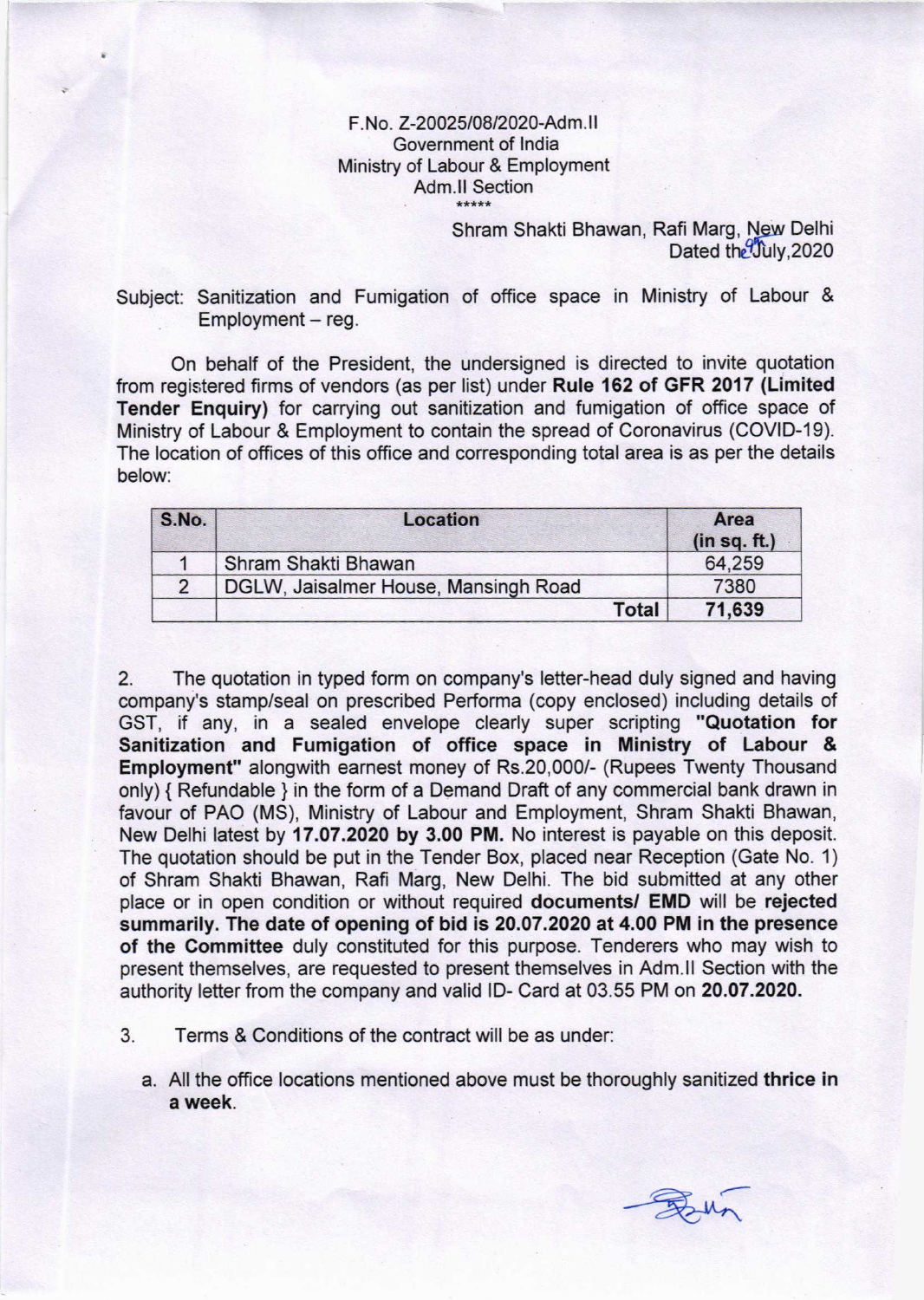F.No. Z-20025/08/2020-Adm.II
Government of India
Ministry of Labour & Employment
Adm.II Section
\*\*\*\*\*

Shram Shakti Bhawan, Rafi Marg, New Delhi
Dated the 9th July, 2020

Subject: Sanitization and Fumigation of office space in Ministry of Labour & Employment – reg.

On behalf of the President, the undersigned is directed to invite quotation from registered firms of vendors (as per list) under **Rule 162 of GFR 2017 (Limited Tender Enquiry)** for carrying out sanitization and fumigation of office space of Ministry of Labour & Employment to contain the spread of Coronavirus (COVID-19). The location of offices of this office and corresponding total area is as per the details below:

| S.No. | Location | Area (in sq. ft.) |
|---|---|---|
| 1 | Shram Shakti Bhawan | 64,259 |
| 2 | DGLW, Jaisalmer House, Mansingh Road | 7380 |
| | **Total** | **71,639** |

2. The quotation in typed form on company's letter-head duly signed and having company's stamp/seal on prescribed Performa (copy enclosed) including details of GST, if any, in a sealed envelope clearly super scripting **"Quotation for Sanitization and Fumigation of office space in Ministry of Labour & Employment"** alongwith earnest money of Rs.20,000/- (Rupees Twenty Thousand only) { Refundable } in the form of a Demand Draft of any commercial bank drawn in favour of PAO (MS), Ministry of Labour and Employment, Shram Shakti Bhawan, New Delhi latest by **17.07.2020 by 3.00 PM.** No interest is payable on this deposit. The quotation should be put in the Tender Box, placed near Reception (Gate No. 1) of Shram Shakti Bhawan, Rafi Marg, New Delhi. The bid submitted at any other place or in open condition or without required **documents/ EMD** will be **rejected summarily. The date of opening of bid is 20.07.2020 at 4.00 PM in the presence of the Committee** duly constituted for this purpose. Tenderers who may wish to present themselves, are requested to present themselves in Adm.II Section with the authority letter from the company and valid ID- Card at 03.55 PM on **20.07.2020.**

3. Terms & Conditions of the contract will be as under:

a. All the office locations mentioned above must be thoroughly sanitized **thrice in a week**.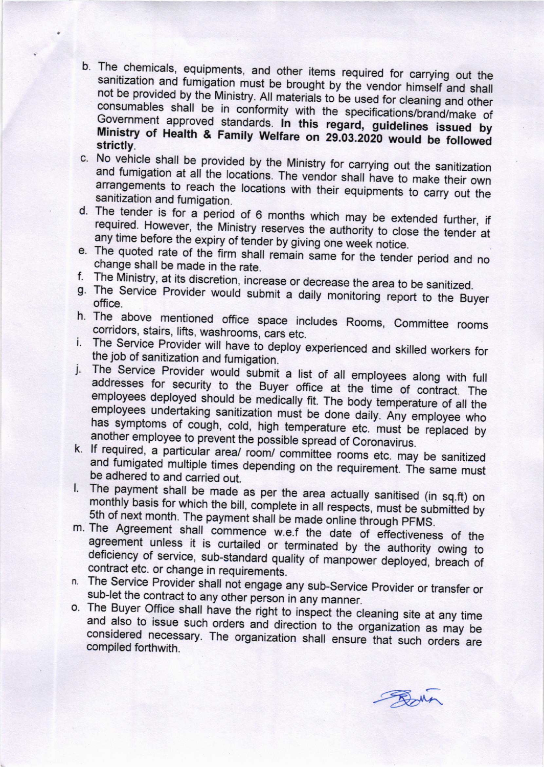b. The chemicals, equipments, and other items required for carrying out the sanitization and fumigation must be brought by the vendor himself and shall not be provided by the Ministry. All materials to be used for cleaning and other consumables shall be in conformity with the specifications/brand/make of Government approved standards. **In this regard, guidelines issued by Ministry of Health & Family Welfare on 29.03.2020 would be followed strictly**.

c. No vehicle shall be provided by the Ministry for carrying out the sanitization and fumigation at all the locations. The vendor shall have to make their own arrangements to reach the locations with their equipments to carry out the sanitization and fumigation.

d. The tender is for a period of 6 months which may be extended further, if required. However, the Ministry reserves the authority to close the tender at any time before the expiry of tender by giving one week notice.

e. The quoted rate of the firm shall remain same for the tender period and no change shall be made in the rate.

f. The Ministry, at its discretion, increase or decrease the area to be sanitized.

g. The Service Provider would submit a daily monitoring report to the Buyer office.

h. The above mentioned office space includes Rooms, Committee rooms corridors, stairs, lifts, washrooms, cars etc.

i. The Service Provider will have to deploy experienced and skilled workers for the job of sanitization and fumigation.

j. The Service Provider would submit a list of all employees along with full addresses for security to the Buyer office at the time of contract. The employees deployed should be medically fit. The body temperature of all the employees undertaking sanitization must be done daily. Any employee who has symptoms of cough, cold, high temperature etc. must be replaced by another employee to prevent the possible spread of Coronavirus.

k. If required, a particular area/ room/ committee rooms etc. may be sanitized and fumigated multiple times depending on the requirement. The same must be adhered to and carried out.

l. The payment shall be made as per the area actually sanitised (in sq.ft) on monthly basis for which the bill, complete in all respects, must be submitted by 5th of next month. The payment shall be made online through PFMS.

m. The Agreement shall commence w.e.f the date of effectiveness of the agreement unless it is curtailed or terminated by the authority owing to deficiency of service, sub-standard quality of manpower deployed, breach of contract etc. or change in requirements.

n. The Service Provider shall not engage any sub-Service Provider or transfer or sub-let the contract to any other person in any manner.

o. The Buyer Office shall have the right to inspect the cleaning site at any time and also to issue such orders and direction to the organization as may be considered necessary. The organization shall ensure that such orders are compiled forthwith.